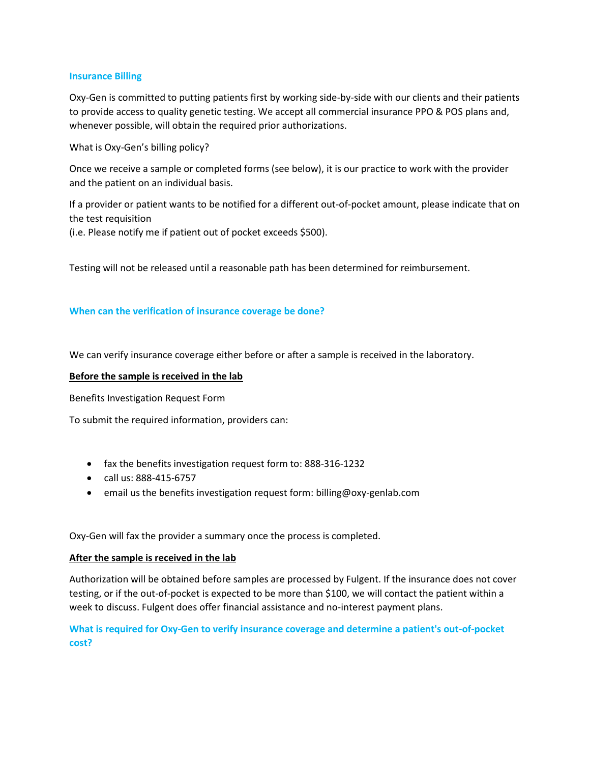## Insurance Billing

Oxy-Gen is committed to putting patients first by working side-by-side with our clients and their patients to provide access to quality genetic testing. We accept all commercial insurance PPO & POS plans and, whenever possible, will obtain the required prior authorizations.

What is Oxy-Gen's billing policy?

Once we receive a sample or completed forms (see below), it is our practice to work with the provider and the patient on an individual basis.

If a provider or patient wants to be notified for a different out-of-pocket amount, please indicate that on the test requisition
(i.e. Please notify me if patient out of pocket exceeds $500).

Testing will not be released until a reasonable path has been determined for reimbursement.

## When can the verification of insurance coverage be done?

We can verify insurance coverage either before or after a sample is received in the laboratory.

**Before the sample is received in the lab**

Benefits Investigation Request Form

To submit the required information, providers can:

- fax the benefits investigation request form to: 888-316-1232
- call us: 888-415-6757
- email us the benefits investigation request form: billing@oxy-genlab.com

Oxy-Gen will fax the provider a summary once the process is completed.

**After the sample is received in the lab**

Authorization will be obtained before samples are processed by Fulgent. If the insurance does not cover testing, or if the out-of-pocket is expected to be more than $100, we will contact the patient within a week to discuss. Fulgent does offer financial assistance and no-interest payment plans.

## What is required for Oxy-Gen to verify insurance coverage and determine a patient's out-of-pocket cost?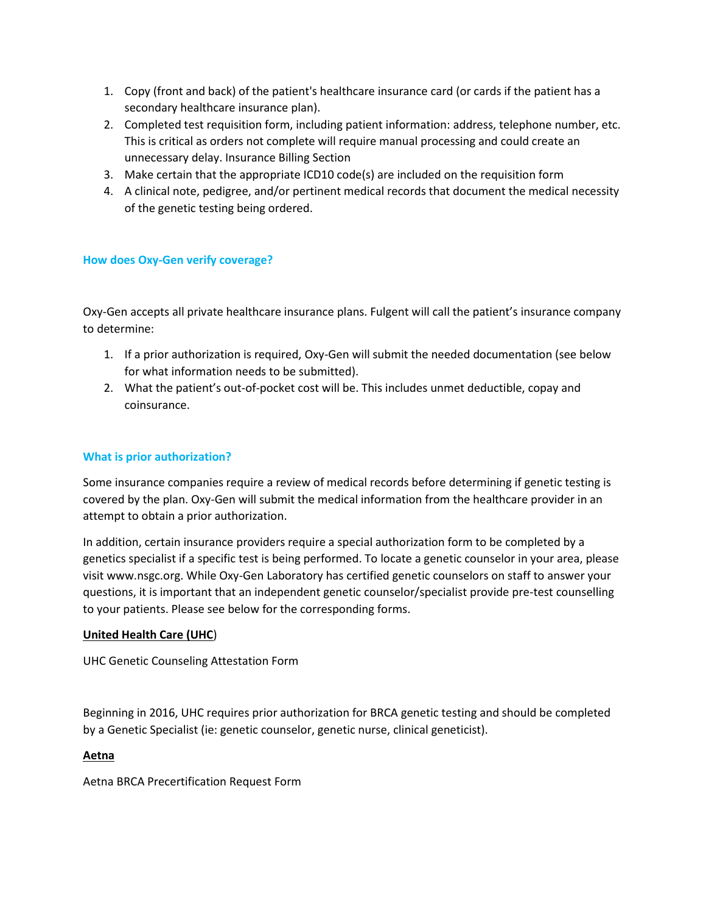1. Copy (front and back) of the patient's healthcare insurance card (or cards if the patient has a secondary healthcare insurance plan).
2. Completed test requisition form, including patient information: address, telephone number, etc. This is critical as orders not complete will require manual processing and could create an unnecessary delay. Insurance Billing Section
3. Make certain that the appropriate ICD10 code(s) are included on the requisition form
4. A clinical note, pedigree, and/or pertinent medical records that document the medical necessity of the genetic testing being ordered.

### How does Oxy-Gen verify coverage?

Oxy-Gen accepts all private healthcare insurance plans. Fulgent will call the patient's insurance company to determine:

1. If a prior authorization is required, Oxy-Gen will submit the needed documentation (see below for what information needs to be submitted).
2. What the patient's out-of-pocket cost will be. This includes unmet deductible, copay and coinsurance.

### What is prior authorization?

Some insurance companies require a review of medical records before determining if genetic testing is covered by the plan. Oxy-Gen will submit the medical information from the healthcare provider in an attempt to obtain a prior authorization.

In addition, certain insurance providers require a special authorization form to be completed by a genetics specialist if a specific test is being performed. To locate a genetic counselor in your area, please visit www.nsgc.org. While Oxy-Gen Laboratory has certified genetic counselors on staff to answer your questions, it is important that an independent genetic counselor/specialist provide pre-test counselling to your patients. Please see below for the corresponding forms.

**United Health Care (UHC)**

UHC Genetic Counseling Attestation Form

Beginning in 2016, UHC requires prior authorization for BRCA genetic testing and should be completed by a Genetic Specialist (ie: genetic counselor, genetic nurse, clinical geneticist).

**Aetna**

Aetna BRCA Precertification Request Form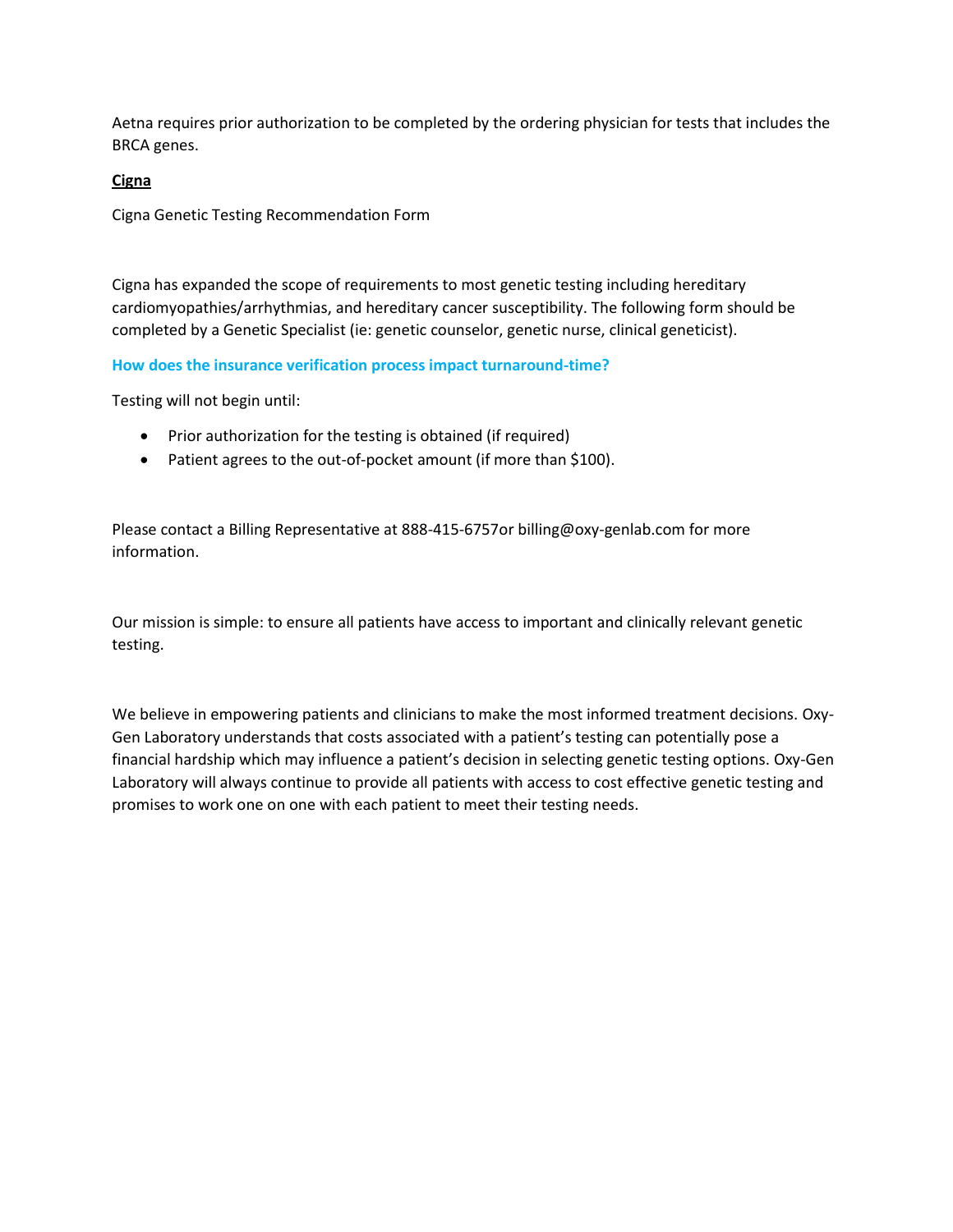Aetna requires prior authorization to be completed by the ordering physician for tests that includes the BRCA genes.

**Cigna**

Cigna Genetic Testing Recommendation Form

Cigna has expanded the scope of requirements to most genetic testing including hereditary cardiomyopathies/arrhythmias, and hereditary cancer susceptibility. The following form should be completed by a Genetic Specialist (ie: genetic counselor, genetic nurse, clinical geneticist).

### How does the insurance verification process impact turnaround-time?

Testing will not begin until:

- Prior authorization for the testing is obtained (if required)
- Patient agrees to the out-of-pocket amount (if more than $100).

Please contact a Billing Representative at 888-415-6757or billing@oxy-genlab.com for more information.

Our mission is simple: to ensure all patients have access to important and clinically relevant genetic testing.

We believe in empowering patients and clinicians to make the most informed treatment decisions. Oxy-Gen Laboratory understands that costs associated with a patient's testing can potentially pose a financial hardship which may influence a patient's decision in selecting genetic testing options. Oxy-Gen Laboratory will always continue to provide all patients with access to cost effective genetic testing and promises to work one on one with each patient to meet their testing needs.